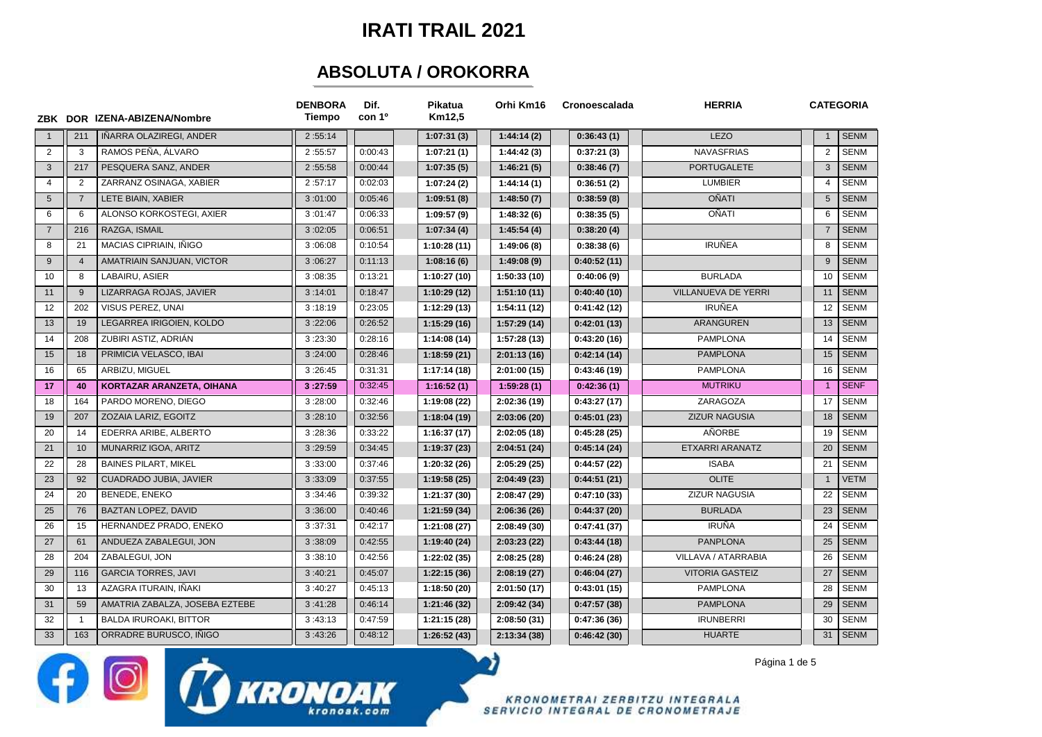# IRATI TRAIL 2021

## ABSOLUTA / OROKORRA

| ZBK | DOR | IZENA-ABIZENA/Nombre | DENBORA Tiempo | Dif. con 1º | Pikatua Km12,5 | Orhi Km16 | Cronoescalada | HERRIA | CATEGORIA | |
|---|---|---|---|---|---|---|---|---|---|---|
| 1 | 211 | IÑARRA OLAZIREGI, ANDER | 2 :55:14 | | 1:07:31 (3) | 1:44:14 (2) | 0:36:43 (1) | LEZO | 1 | SENM |
| 2 | 3 | RAMOS PEÑA, ÁLVARO | 2 :55:57 | 0:00:43 | 1:07:21 (1) | 1:44:42 (3) | 0:37:21 (3) | NAVASFRIAS | 2 | SENM |
| 3 | 217 | PESQUERA SANZ, ANDER | 2 :55:58 | 0:00:44 | 1:07:35 (5) | 1:46:21 (5) | 0:38:46 (7) | PORTUGALETE | 3 | SENM |
| 4 | 2 | ZARRANZ OSINAGA, XABIER | 2 :57:17 | 0:02:03 | 1:07:24 (2) | 1:44:14 (1) | 0:36:51 (2) | LUMBIER | 4 | SENM |
| 5 | 7 | LETE BIAIN, XABIER | 3 :01:00 | 0:05:46 | 1:09:51 (8) | 1:48:50 (7) | 0:38:59 (8) | OÑATI | 5 | SENM |
| 6 | 6 | ALONSO KORKOSTEGI, AXIER | 3 :01:47 | 0:06:33 | 1:09:57 (9) | 1:48:32 (6) | 0:38:35 (5) | OÑATI | 6 | SENM |
| 7 | 216 | RAZGA, ISMAIL | 3 :02:05 | 0:06:51 | 1:07:34 (4) | 1:45:54 (4) | 0:38:20 (4) | | 7 | SENM |
| 8 | 21 | MACIAS CIPRIAIN, IÑIGO | 3 :06:08 | 0:10:54 | 1:10:28 (11) | 1:49:06 (8) | 0:38:38 (6) | IRUÑEA | 8 | SENM |
| 9 | 4 | AMATRIAIN SANJUAN, VICTOR | 3 :06:27 | 0:11:13 | 1:08:16 (6) | 1:49:08 (9) | 0:40:52 (11) | | 9 | SENM |
| 10 | 8 | LABAIRU, ASIER | 3 :08:35 | 0:13:21 | 1:10:27 (10) | 1:50:33 (10) | 0:40:06 (9) | BURLADA | 10 | SENM |
| 11 | 9 | LIZARRAGA ROJAS, JAVIER | 3 :14:01 | 0:18:47 | 1:10:29 (12) | 1:51:10 (11) | 0:40:40 (10) | VILLANUEVA DE YERRI | 11 | SENM |
| 12 | 202 | VISUS PEREZ, UNAI | 3 :18:19 | 0:23:05 | 1:12:29 (13) | 1:54:11 (12) | 0:41:42 (12) | IRUÑEA | 12 | SENM |
| 13 | 19 | LEGARREA IRIGOIEN, KOLDO | 3 :22:06 | 0:26:52 | 1:15:29 (16) | 1:57:29 (14) | 0:42:01 (13) | ARANGUREN | 13 | SENM |
| 14 | 208 | ZUBIRI ASTIZ, ADRIÁN | 3 :23:30 | 0:28:16 | 1:14:08 (14) | 1:57:28 (13) | 0:43:20 (16) | PAMPLONA | 14 | SENM |
| 15 | 18 | PRIMICIA VELASCO, IBAI | 3 :24:00 | 0:28:46 | 1:18:59 (21) | 2:01:13 (16) | 0:42:14 (14) | PAMPLONA | 15 | SENM |
| 16 | 65 | ARBIZU, MIGUEL | 3 :26:45 | 0:31:31 | 1:17:14 (18) | 2:01:00 (15) | 0:43:46 (19) | PAMPLONA | 16 | SENM |
| **17** | **40** | **KORTAZAR ARANZETA, OIHANA** | **3 :27:59** | 0:32:45 | 1:16:52 (1) | 1:59:28 (1) | 0:42:36 (1) | MUTRIKU | 1 | SENF |
| 18 | 164 | PARDO MORENO, DIEGO | 3 :28:00 | 0:32:46 | 1:19:08 (22) | 2:02:36 (19) | 0:43:27 (17) | ZARAGOZA | 17 | SENM |
| 19 | 207 | ZOZAIA LARIZ, EGOITZ | 3 :28:10 | 0:32:56 | 1:18:04 (19) | 2:03:06 (20) | 0:45:01 (23) | ZIZUR NAGUSIA | 18 | SENM |
| 20 | 14 | EDERRA ARIBE, ALBERTO | 3 :28:36 | 0:33:22 | 1:16:37 (17) | 2:02:05 (18) | 0:45:28 (25) | AÑORBE | 19 | SENM |
| 21 | 10 | MUNARRIZ IGOA, ARITZ | 3 :29:59 | 0:34:45 | 1:19:37 (23) | 2:04:51 (24) | 0:45:14 (24) | ETXARRI ARANATZ | 20 | SENM |
| 22 | 28 | BAINES PILART, MIKEL | 3 :33:00 | 0:37:46 | 1:20:32 (26) | 2:05:29 (25) | 0:44:57 (22) | ISABA | 21 | SENM |
| 23 | 92 | CUADRADO JUBIA, JAVIER | 3 :33:09 | 0:37:55 | 1:19:58 (25) | 2:04:49 (23) | 0:44:51 (21) | OLITE | 1 | VETM |
| 24 | 20 | BENEDE, ENEKO | 3 :34:46 | 0:39:32 | 1:21:37 (30) | 2:08:47 (29) | 0:47:10 (33) | ZIZUR NAGUSIA | 22 | SENM |
| 25 | 76 | BAZTAN LOPEZ, DAVID | 3 :36:00 | 0:40:46 | 1:21:59 (34) | 2:06:36 (26) | 0:44:37 (20) | BURLADA | 23 | SENM |
| 26 | 15 | HERNANDEZ PRADO, ENEKO | 3 :37:31 | 0:42:17 | 1:21:08 (27) | 2:08:49 (30) | 0:47:41 (37) | IRUÑA | 24 | SENM |
| 27 | 61 | ANDUEZA ZABALEGUI, JON | 3 :38:09 | 0:42:55 | 1:19:40 (24) | 2:03:23 (22) | 0:43:44 (18) | PANPLONA | 25 | SENM |
| 28 | 204 | ZABALEGUI, JON | 3 :38:10 | 0:42:56 | 1:22:02 (35) | 2:08:25 (28) | 0:46:24 (28) | VILLAVA / ATARRABIA | 26 | SENM |
| 29 | 116 | GARCIA TORRES, JAVI | 3 :40:21 | 0:45:07 | 1:22:15 (36) | 2:08:19 (27) | 0:46:04 (27) | VITORIA GASTEIZ | 27 | SENM |
| 30 | 13 | AZAGRA ITURAIN, IÑAKI | 3 :40:27 | 0:45:13 | 1:18:50 (20) | 2:01:50 (17) | 0:43:01 (15) | PAMPLONA | 28 | SENM |
| 31 | 59 | AMATRIA ZABALZA, JOSEBA EZTEBE | 3 :41:28 | 0:46:14 | 1:21:46 (32) | 2:09:42 (34) | 0:47:57 (38) | PAMPLONA | 29 | SENM |
| 32 | 1 | BALDA IRUROAKI, BITTOR | 3 :43:13 | 0:47:59 | 1:21:15 (28) | 2:08:50 (31) | 0:47:36 (36) | IRUNBERRI | 30 | SENM |
| 33 | 163 | ORRADRE BURUSCO, IÑIGO | 3 :43:26 | 0:48:12 | 1:26:52 (43) | 2:13:34 (38) | 0:46:42 (30) | HUARTE | 31 | SENM |

KRONOAK kronoak.com

KRONOMETRAI ZERBITZU INTEGRALA
SERVICIO INTEGRAL DE CRONOMETRAJE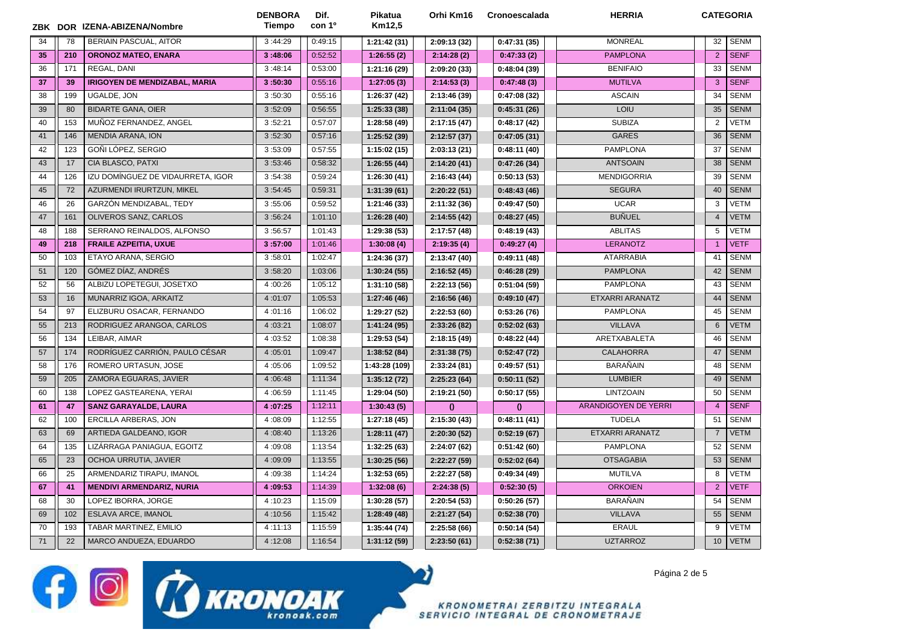| ZBK | DOR | IZENA-ABIZENA/Nombre | DENBORA Tiempo | Dif. con 1º | Pikatua Km12,5 | Orhi Km16 | Cronoescalada | HERRIA | CATEGORIA | |
|---|---|---|---|---|---|---|---|---|---|---|
| 34 | 78 | BERIAIN PASCUAL, AITOR | 3 :44:29 | 0:49:15 | 1:21:42 (31) | 2:09:13 (32) | 0:47:31 (35) | MONREAL | 32 | SENM |
| **35** | **210** | **ORONOZ MATEO, ENARA** | **3 :48:06** | 0:52:52 | **1:26:55 (2)** | **2:14:28 (2)** | **0:47:33 (2)** | PAMPLONA | 2 | SENF |
| 36 | 171 | REGAL, DANI | 3 :48:14 | 0:53:00 | 1:21:16 (29) | 2:09:20 (33) | 0:48:04 (39) | BENIFAIO | 33 | SENM |
| **37** | **39** | **IRIGOYEN DE MENDIZABAL, MARIA** | **3 :50:30** | 0:55:16 | **1:27:05 (3)** | **2:14:53 (3)** | **0:47:48 (3)** | MUTILVA | 3 | SENF |
| 38 | 199 | UGALDE, JON | 3 :50:30 | 0:55:16 | 1:26:37 (42) | 2:13:46 (39) | 0:47:08 (32) | ASCAIN | 34 | SENM |
| 39 | 80 | BIDARTE GANA, OIER | 3 :52:09 | 0:56:55 | 1:25:33 (38) | 2:11:04 (35) | 0:45:31 (26) | LOIU | 35 | SENM |
| 40 | 153 | MUÑOZ FERNANDEZ, ANGEL | 3 :52:21 | 0:57:07 | 1:28:58 (49) | 2:17:15 (47) | 0:48:17 (42) | SUBIZA | 2 | VETM |
| 41 | 146 | MENDIA ARANA, ION | 3 :52:30 | 0:57:16 | 1:25:52 (39) | 2:12:57 (37) | 0:47:05 (31) | GARES | 36 | SENM |
| 42 | 123 | GOÑI LÓPEZ, SERGIO | 3 :53:09 | 0:57:55 | 1:15:02 (15) | 2:03:13 (21) | 0:48:11 (40) | PAMPLONA | 37 | SENM |
| 43 | 17 | CIA BLASCO, PATXI | 3 :53:46 | 0:58:32 | 1:26:55 (44) | 2:14:20 (41) | 0:47:26 (34) | ANTSOAIN | 38 | SENM |
| 44 | 126 | IZU DOMÍNGUEZ DE VIDAURRETA, IGOR | 3 :54:38 | 0:59:24 | 1:26:30 (41) | 2:16:43 (44) | 0:50:13 (53) | MENDIGORRIA | 39 | SENM |
| 45 | 72 | AZURMENDI IRURTZUN, MIKEL | 3 :54:45 | 0:59:31 | 1:31:39 (61) | 2:20:22 (51) | 0:48:43 (46) | SEGURA | 40 | SENM |
| 46 | 26 | GARZÓN MENDIZABAL, TEDY | 3 :55:06 | 0:59:52 | 1:21:46 (33) | 2:11:32 (36) | 0:49:47 (50) | UCAR | 3 | VETM |
| 47 | 161 | OLIVEROS SANZ, CARLOS | 3 :56:24 | 1:01:10 | 1:26:28 (40) | 2:14:55 (42) | 0:48:27 (45) | BUÑUEL | 4 | VETM |
| 48 | 188 | SERRANO REINALDOS, ALFONSO | 3 :56:57 | 1:01:43 | 1:29:38 (53) | 2:17:57 (48) | 0:48:19 (43) | ABLITAS | 5 | VETM |
| **49** | **218** | **FRAILE AZPEITIA, UXUE** | **3 :57:00** | 1:01:46 | **1:30:08 (4)** | **2:19:35 (4)** | **0:49:27 (4)** | LERANOTZ | 1 | VETF |
| 50 | 103 | ETAYO ARANA, SERGIO | 3 :58:01 | 1:02:47 | 1:24:36 (37) | 2:13:47 (40) | 0:49:11 (48) | ATARRABIA | 41 | SENM |
| 51 | 120 | GÓMEZ DÍAZ, ANDRÉS | 3 :58:20 | 1:03:06 | 1:30:24 (55) | 2:16:52 (45) | 0:46:28 (29) | PAMPLONA | 42 | SENM |
| 52 | 56 | ALBIZU LOPETEGUI, JOSETXO | 4 :00:26 | 1:05:12 | 1:31:10 (58) | 2:22:13 (56) | 0:51:04 (59) | PAMPLONA | 43 | SENM |
| 53 | 16 | MUNARRIZ IGOA, ARKAITZ | 4 :01:07 | 1:05:53 | 1:27:46 (46) | 2:16:56 (46) | 0:49:10 (47) | ETXARRI ARANATZ | 44 | SENM |
| 54 | 97 | ELIZBURU OSACAR, FERNANDO | 4 :01:16 | 1:06:02 | 1:29:27 (52) | 2:22:53 (60) | 0:53:26 (76) | PAMPLONA | 45 | SENM |
| 55 | 213 | RODRIGUEZ ARANGOA, CARLOS | 4 :03:21 | 1:08:07 | 1:41:24 (95) | 2:33:26 (82) | 0:52:02 (63) | VILLAVA | 6 | VETM |
| 56 | 134 | LEIBAR, AIMAR | 4 :03:52 | 1:08:38 | 1:29:53 (54) | 2:18:15 (49) | 0:48:22 (44) | ARETXABALETA | 46 | SENM |
| 57 | 174 | RODRÍGUEZ CARRIÓN, PAULO CÉSAR | 4 :05:01 | 1:09:47 | 1:38:52 (84) | 2:31:38 (75) | 0:52:47 (72) | CALAHORRA | 47 | SENM |
| 58 | 176 | ROMERO URTASUN, JOSE | 4 :05:06 | 1:09:52 | 1:43:28 (109) | 2:33:24 (81) | 0:49:57 (51) | BARAÑAIN | 48 | SENM |
| 59 | 205 | ZAMORA EGUARAS, JAVIER | 4 :06:48 | 1:11:34 | 1:35:12 (72) | 2:25:23 (64) | 0:50:11 (52) | LUMBIER | 49 | SENM |
| 60 | 138 | LOPEZ GASTEARENA, YERAI | 4 :06:59 | 1:11:45 | 1:29:04 (50) | 2:19:21 (50) | 0:50:17 (55) | LINTZOAIN | 50 | SENM |
| **61** | **47** | **SANZ GARAYALDE, LAURA** | **4 :07:25** | 1:12:11 | **1:30:43 (5)** | **()** | **()** | ARANDIGOYEN DE YERRI | 4 | SENF |
| 62 | 100 | ERCILLA ARBERAS, JON | 4 :08:09 | 1:12:55 | 1:27:18 (45) | 2:15:30 (43) | 0:48:11 (41) | TUDELA | 51 | SENM |
| 63 | 69 | ARTIEDA GALDEANO, IGOR | 4 :08:40 | 1:13:26 | 1:28:11 (47) | 2:20:30 (52) | 0:52:19 (67) | ETXARRI ARANATZ | 7 | VETM |
| 64 | 135 | LIZÁRRAGA PANIAGUA, EGOITZ | 4 :09:08 | 1:13:54 | 1:32:25 (63) | 2:24:07 (62) | 0:51:42 (60) | PAMPLONA | 52 | SENM |
| 65 | 23 | OCHOA URRUTIA, JAVIER | 4 :09:09 | 1:13:55 | 1:30:25 (56) | 2:22:27 (59) | 0:52:02 (64) | OTSAGABIA | 53 | SENM |
| 66 | 25 | ARMENDARIZ TIRAPU, IMANOL | 4 :09:38 | 1:14:24 | 1:32:53 (65) | 2:22:27 (58) | 0:49:34 (49) | MUTILVA | 8 | VETM |
| **67** | **41** | **MENDIVI ARMENDARIZ, NURIA** | **4 :09:53** | 1:14:39 | **1:32:08 (6)** | **2:24:38 (5)** | **0:52:30 (5)** | ORKOIEN | 2 | VETF |
| 68 | 30 | LOPEZ IBORRA, JORGE | 4 :10:23 | 1:15:09 | 1:30:28 (57) | 2:20:54 (53) | 0:50:26 (57) | BARAÑAIN | 54 | SENM |
| 69 | 102 | ESLAVA ARCE, IMANOL | 4 :10:56 | 1:15:42 | 1:28:49 (48) | 2:21:27 (54) | 0:52:38 (70) | VILLAVA | 55 | SENM |
| 70 | 193 | TABAR MARTINEZ, EMILIO | 4 :11:13 | 1:15:59 | 1:35:44 (74) | 2:25:58 (66) | 0:50:14 (54) | ERAUL | 9 | VETM |
| 71 | 22 | MARCO ANDUEZA, EDUARDO | 4 :12:08 | 1:16:54 | 1:31:12 (59) | 2:23:50 (61) | 0:52:38 (71) | UZTARROZ | 10 | VETM |

KRONOAK kronoak.com

KRONOMETRAI ZERBITZU INTEGRALA
SERVICIO INTEGRAL DE CRONOMETRAJE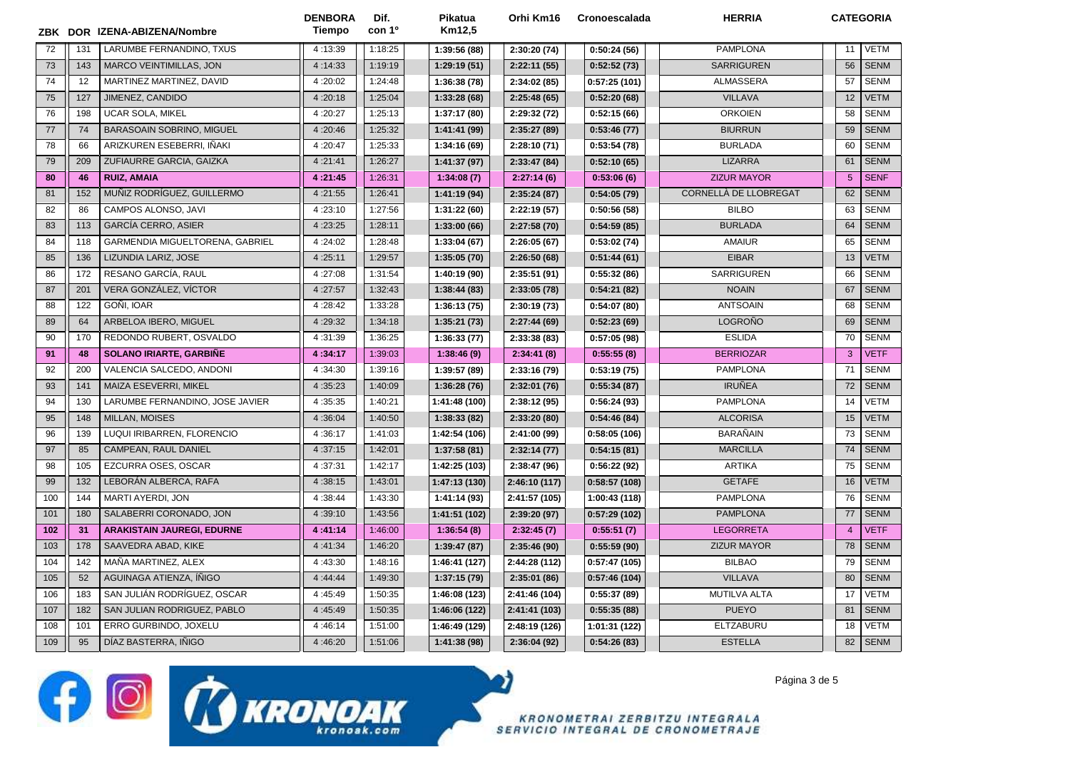| ZBK | DOR | IZENA-ABIZENA/Nombre | DENBORA Tiempo | Dif. con 1º | Pikatua Km12,5 | Orhi Km16 | Cronoescalada | HERRIA | CATEGORIA | |
|---|---|---|---|---|---|---|---|---|---|---|
| 72 | 131 | LARUMBE FERNANDINO, TXUS | 4 :13:39 | 1:18:25 | 1:39:56 (88) | 2:30:20 (74) | 0:50:24 (56) | PAMPLONA | 11 | VETM |
| 73 | 143 | MARCO VEINTIMILLAS, JON | 4 :14:33 | 1:19:19 | 1:29:19 (51) | 2:22:11 (55) | 0:52:52 (73) | SARRIGUREN | 56 | SENM |
| 74 | 12 | MARTINEZ MARTINEZ, DAVID | 4 :20:02 | 1:24:48 | 1:36:38 (78) | 2:34:02 (85) | 0:57:25 (101) | ALMASSERA | 57 | SENM |
| 75 | 127 | JIMENEZ, CANDIDO | 4 :20:18 | 1:25:04 | 1:33:28 (68) | 2:25:48 (65) | 0:52:20 (68) | VILLAVA | 12 | VETM |
| 76 | 198 | UCAR SOLA, MIKEL | 4 :20:27 | 1:25:13 | 1:37:17 (80) | 2:29:32 (72) | 0:52:15 (66) | ORKOIEN | 58 | SENM |
| 77 | 74 | BARASOAIN SOBRINO, MIGUEL | 4 :20:46 | 1:25:32 | 1:41:41 (99) | 2:35:27 (89) | 0:53:46 (77) | BIURRUN | 59 | SENM |
| 78 | 66 | ARIZKUREN ESEBERRI, IÑAKI | 4 :20:47 | 1:25:33 | 1:34:16 (69) | 2:28:10 (71) | 0:53:54 (78) | BURLADA | 60 | SENM |
| 79 | 209 | ZUFIAURRE GARCIA, GAIZKA | 4 :21:41 | 1:26:27 | 1:41:37 (97) | 2:33:47 (84) | 0:52:10 (65) | LIZARRA | 61 | SENM |
| **80** | **46** | **RUIZ, AMAIA** | **4 :21:45** | 1:26:31 | 1:34:08 (7) | 2:27:14 (6) | 0:53:06 (6) | ZIZUR MAYOR | 5 | SENF |
| 81 | 152 | MUÑIZ RODRÍGUEZ, GUILLERMO | 4 :21:55 | 1:26:41 | 1:41:19 (94) | 2:35:24 (87) | 0:54:05 (79) | CORNELLÀ DE LLOBREGAT | 62 | SENM |
| 82 | 86 | CAMPOS ALONSO, JAVI | 4 :23:10 | 1:27:56 | 1:31:22 (60) | 2:22:19 (57) | 0:50:56 (58) | BILBO | 63 | SENM |
| 83 | 113 | GARCÍA CERRO, ASIER | 4 :23:25 | 1:28:11 | 1:33:00 (66) | 2:27:58 (70) | 0:54:59 (85) | BURLADA | 64 | SENM |
| 84 | 118 | GARMENDIA MIGUELTORENA, GABRIEL | 4 :24:02 | 1:28:48 | 1:33:04 (67) | 2:26:05 (67) | 0:53:02 (74) | AMAIUR | 65 | SENM |
| 85 | 136 | LIZUNDIA LARIZ, JOSE | 4 :25:11 | 1:29:57 | 1:35:05 (70) | 2:26:50 (68) | 0:51:44 (61) | EIBAR | 13 | VETM |
| 86 | 172 | RESANO GARCÍA, RAUL | 4 :27:08 | 1:31:54 | 1:40:19 (90) | 2:35:51 (91) | 0:55:32 (86) | SARRIGUREN | 66 | SENM |
| 87 | 201 | VERA GONZÁLEZ, VÍCTOR | 4 :27:57 | 1:32:43 | 1:38:44 (83) | 2:33:05 (78) | 0:54:21 (82) | NOAIN | 67 | SENM |
| 88 | 122 | GOÑI, IOAR | 4 :28:42 | 1:33:28 | 1:36:13 (75) | 2:30:19 (73) | 0:54:07 (80) | ANTSOAIN | 68 | SENM |
| 89 | 64 | ARBELOA IBERO, MIGUEL | 4 :29:32 | 1:34:18 | 1:35:21 (73) | 2:27:44 (69) | 0:52:23 (69) | LOGROÑO | 69 | SENM |
| 90 | 170 | REDONDO RUBERT, OSVALDO | 4 :31:39 | 1:36:25 | 1:36:33 (77) | 2:33:38 (83) | 0:57:05 (98) | ESLIDA | 70 | SENM |
| **91** | **48** | **SOLANO IRIARTE, GARBIÑE** | **4 :34:17** | 1:39:03 | 1:38:46 (9) | 2:34:41 (8) | 0:55:55 (8) | BERRIOZAR | 3 | VETF |
| 92 | 200 | VALENCIA SALCEDO, ANDONI | 4 :34:30 | 1:39:16 | 1:39:57 (89) | 2:33:16 (79) | 0:53:19 (75) | PAMPLONA | 71 | SENM |
| 93 | 141 | MAIZA ESEVERRI, MIKEL | 4 :35:23 | 1:40:09 | 1:36:28 (76) | 2:32:01 (76) | 0:55:34 (87) | IRUÑEA | 72 | SENM |
| 94 | 130 | LARUMBE FERNANDINO, JOSE JAVIER | 4 :35:35 | 1:40:21 | 1:41:48 (100) | 2:38:12 (95) | 0:56:24 (93) | PAMPLONA | 14 | VETM |
| 95 | 148 | MILLAN, MOISES | 4 :36:04 | 1:40:50 | 1:38:33 (82) | 2:33:20 (80) | 0:54:46 (84) | ALCORISA | 15 | VETM |
| 96 | 139 | LUQUI IRIBARREN, FLORENCIO | 4 :36:17 | 1:41:03 | 1:42:54 (106) | 2:41:00 (99) | 0:58:05 (106) | BARAÑAIN | 73 | SENM |
| 97 | 85 | CAMPEAN, RAUL DANIEL | 4 :37:15 | 1:42:01 | 1:37:58 (81) | 2:32:14 (77) | 0:54:15 (81) | MARCILLA | 74 | SENM |
| 98 | 105 | EZCURRA OSES, OSCAR | 4 :37:31 | 1:42:17 | 1:42:25 (103) | 2:38:47 (96) | 0:56:22 (92) | ARTIKA | 75 | SENM |
| 99 | 132 | LEBORÁN ALBERCA, RAFA | 4 :38:15 | 1:43:01 | 1:47:13 (130) | 2:46:10 (117) | 0:58:57 (108) | GETAFE | 16 | VETM |
| 100 | 144 | MARTI AYERDI, JON | 4 :38:44 | 1:43:30 | 1:41:14 (93) | 2:41:57 (105) | 1:00:43 (118) | PAMPLONA | 76 | SENM |
| 101 | 180 | SALABERRI CORONADO, JON | 4 :39:10 | 1:43:56 | 1:41:51 (102) | 2:39:20 (97) | 0:57:29 (102) | PAMPLONA | 77 | SENM |
| **102** | **31** | **ARAKISTAIN JAUREGI, EDURNE** | **4 :41:14** | 1:46:00 | 1:36:54 (8) | 2:32:45 (7) | 0:55:51 (7) | LEGORRETA | 4 | VETF |
| 103 | 178 | SAAVEDRA ABAD, KIKE | 4 :41:34 | 1:46:20 | 1:39:47 (87) | 2:35:46 (90) | 0:55:59 (90) | ZIZUR MAYOR | 78 | SENM |
| 104 | 142 | MAÑA MARTINEZ, ALEX | 4 :43:30 | 1:48:16 | 1:46:41 (127) | 2:44:28 (112) | 0:57:47 (105) | BILBAO | 79 | SENM |
| 105 | 52 | AGUINAGA ATIENZA, ÍÑIGO | 4 :44:44 | 1:49:30 | 1:37:15 (79) | 2:35:01 (86) | 0:57:46 (104) | VILLAVA | 80 | SENM |
| 106 | 183 | SAN JULIÁN RODRÍGUEZ, OSCAR | 4 :45:49 | 1:50:35 | 1:46:08 (123) | 2:41:46 (104) | 0:55:37 (89) | MUTILVA ALTA | 17 | VETM |
| 107 | 182 | SAN JULIAN RODRIGUEZ, PABLO | 4 :45:49 | 1:50:35 | 1:46:06 (122) | 2:41:41 (103) | 0:55:35 (88) | PUEYO | 81 | SENM |
| 108 | 101 | ERRO GURBINDO, JOXELU | 4 :46:14 | 1:51:00 | 1:46:49 (129) | 2:48:19 (126) | 1:01:31 (122) | ELTZABURU | 18 | VETM |
| 109 | 95 | DÍAZ BASTERRA, IÑIGO | 4 :46:20 | 1:51:06 | 1:41:38 (98) | 2:36:04 (92) | 0:54:26 (83) | ESTELLA | 82 | SENM |

KRONOAK kronoak.com

KRONOMETRAI ZERBITZU INTEGRALA
SERVICIO INTEGRAL DE CRONOMETRAJE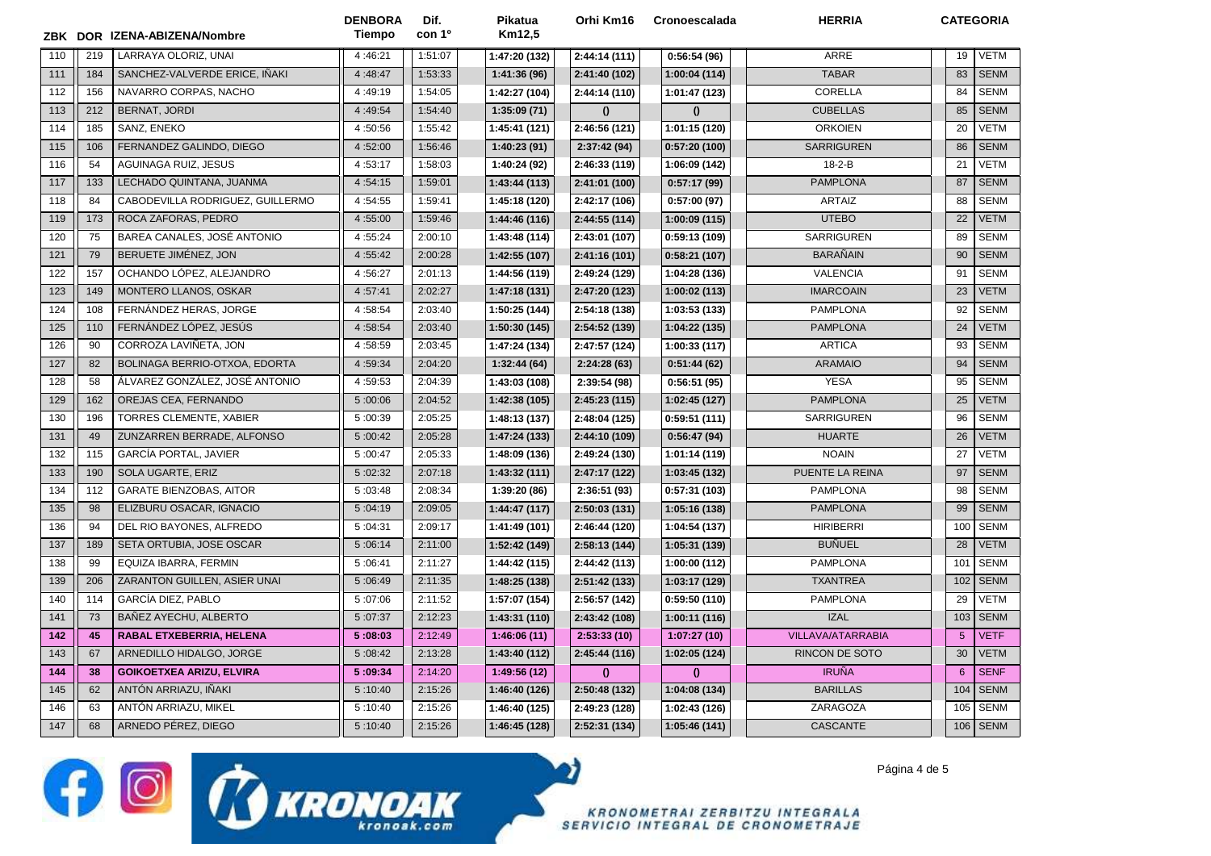| ZBK | DOR | IZENA-ABIZENA/Nombre | DENBORA Tiempo | Dif. con 1º | Pikatua Km12,5 | Orhi Km16 | Cronoescalada | HERRIA | CATEGORIA | |
|---|---|---|---|---|---|---|---|---|---|---|
| 110 | 219 | LARRAYA OLORIZ, UNAI | 4 :46:21 | 1:51:07 | 1:47:20 (132) | 2:44:14 (111) | 0:56:54 (96) | ARRE | 19 | VETM |
| 111 | 184 | SANCHEZ-VALVERDE ERICE, IÑAKI | 4 :48:47 | 1:53:33 | 1:41:36 (96) | 2:41:40 (102) | 1:00:04 (114) | TABAR | 83 | SENM |
| 112 | 156 | NAVARRO CORPAS, NACHO | 4 :49:19 | 1:54:05 | 1:42:27 (104) | 2:44:14 (110) | 1:01:47 (123) | CORELLA | 84 | SENM |
| 113 | 212 | BERNAT, JORDI | 4 :49:54 | 1:54:40 | 1:35:09 (71) | () | () | CUBELLAS | 85 | SENM |
| 114 | 185 | SANZ, ENEKO | 4 :50:56 | 1:55:42 | 1:45:41 (121) | 2:46:56 (121) | 1:01:15 (120) | ORKOIEN | 20 | VETM |
| 115 | 106 | FERNANDEZ GALINDO, DIEGO | 4 :52:00 | 1:56:46 | 1:40:23 (91) | 2:37:42 (94) | 0:57:20 (100) | SARRIGUREN | 86 | SENM |
| 116 | 54 | AGUINAGA RUIZ, JESUS | 4 :53:17 | 1:58:03 | 1:40:24 (92) | 2:46:33 (119) | 1:06:09 (142) | 18-2-B | 21 | VETM |
| 117 | 133 | LECHADO QUINTANA, JUANMA | 4 :54:15 | 1:59:01 | 1:43:44 (113) | 2:41:01 (100) | 0:57:17 (99) | PAMPLONA | 87 | SENM |
| 118 | 84 | CABODEVILLA RODRIGUEZ, GUILLERMO | 4 :54:55 | 1:59:41 | 1:45:18 (120) | 2:42:17 (106) | 0:57:00 (97) | ARTAIZ | 88 | SENM |
| 119 | 173 | ROCA ZAFORAS, PEDRO | 4 :55:00 | 1:59:46 | 1:44:46 (116) | 2:44:55 (114) | 1:00:09 (115) | UTEBO | 22 | VETM |
| 120 | 75 | BAREA CANALES, JOSÉ ANTONIO | 4 :55:24 | 2:00:10 | 1:43:48 (114) | 2:43:01 (107) | 0:59:13 (109) | SARRIGUREN | 89 | SENM |
| 121 | 79 | BERUETE JIMÉNEZ, JON | 4 :55:42 | 2:00:28 | 1:42:55 (107) | 2:41:16 (101) | 0:58:21 (107) | BARAÑAIN | 90 | SENM |
| 122 | 157 | OCHANDO LÓPEZ, ALEJANDRO | 4 :56:27 | 2:01:13 | 1:44:56 (119) | 2:49:24 (129) | 1:04:28 (136) | VALENCIA | 91 | SENM |
| 123 | 149 | MONTERO LLANOS, OSKAR | 4 :57:41 | 2:02:27 | 1:47:18 (131) | 2:47:20 (123) | 1:00:02 (113) | IMARCOAIN | 23 | VETM |
| 124 | 108 | FERNÁNDEZ HERAS, JORGE | 4 :58:54 | 2:03:40 | 1:50:25 (144) | 2:54:18 (138) | 1:03:53 (133) | PAMPLONA | 92 | SENM |
| 125 | 110 | FERNÁNDEZ LÓPEZ, JESÚS | 4 :58:54 | 2:03:40 | 1:50:30 (145) | 2:54:52 (139) | 1:04:22 (135) | PAMPLONA | 24 | VETM |
| 126 | 90 | CORROZA LAVIÑETA, JON | 4 :58:59 | 2:03:45 | 1:47:24 (134) | 2:47:57 (124) | 1:00:33 (117) | ARTICA | 93 | SENM |
| 127 | 82 | BOLINAGA BERRIO-OTXOA, EDORTA | 4 :59:34 | 2:04:20 | 1:32:44 (64) | 2:24:28 (63) | 0:51:44 (62) | ARAMAIO | 94 | SENM |
| 128 | 58 | ÁLVAREZ GONZÁLEZ, JOSÉ ANTONIO | 4 :59:53 | 2:04:39 | 1:43:03 (108) | 2:39:54 (98) | 0:56:51 (95) | YESA | 95 | SENM |
| 129 | 162 | OREJAS CEA, FERNANDO | 5 :00:06 | 2:04:52 | 1:42:38 (105) | 2:45:23 (115) | 1:02:45 (127) | PAMPLONA | 25 | VETM |
| 130 | 196 | TORRES CLEMENTE, XABIER | 5 :00:39 | 2:05:25 | 1:48:13 (137) | 2:48:04 (125) | 0:59:51 (111) | SARRIGUREN | 96 | SENM |
| 131 | 49 | ZUNZARREN BERRADE, ALFONSO | 5 :00:42 | 2:05:28 | 1:47:24 (133) | 2:44:10 (109) | 0:56:47 (94) | HUARTE | 26 | VETM |
| 132 | 115 | GARCÍA PORTAL, JAVIER | 5 :00:47 | 2:05:33 | 1:48:09 (136) | 2:49:24 (130) | 1:01:14 (119) | NOAIN | 27 | VETM |
| 133 | 190 | SOLA UGARTE, ERIZ | 5 :02:32 | 2:07:18 | 1:43:32 (111) | 2:47:17 (122) | 1:03:45 (132) | PUENTE LA REINA | 97 | SENM |
| 134 | 112 | GARATE BIENZOBAS, AITOR | 5 :03:48 | 2:08:34 | 1:39:20 (86) | 2:36:51 (93) | 0:57:31 (103) | PAMPLONA | 98 | SENM |
| 135 | 98 | ELIZBURU OSACAR, IGNACIO | 5 :04:19 | 2:09:05 | 1:44:47 (117) | 2:50:03 (131) | 1:05:16 (138) | PAMPLONA | 99 | SENM |
| 136 | 94 | DEL RIO BAYONES, ALFREDO | 5 :04:31 | 2:09:17 | 1:41:49 (101) | 2:46:44 (120) | 1:04:54 (137) | HIRIBERRI | 100 | SENM |
| 137 | 189 | SETA ORTUBIA, JOSE OSCAR | 5 :06:14 | 2:11:00 | 1:52:42 (149) | 2:58:13 (144) | 1:05:31 (139) | BUÑUEL | 28 | VETM |
| 138 | 99 | EQUIZA IBARRA, FERMIN | 5 :06:41 | 2:11:27 | 1:44:42 (115) | 2:44:42 (113) | 1:00:00 (112) | PAMPLONA | 101 | SENM |
| 139 | 206 | ZARANTON GUILLEN, ASIER UNAI | 5 :06:49 | 2:11:35 | 1:48:25 (138) | 2:51:42 (133) | 1:03:17 (129) | TXANTREA | 102 | SENM |
| 140 | 114 | GARCÍA DIEZ, PABLO | 5 :07:06 | 2:11:52 | 1:57:07 (154) | 2:56:57 (142) | 0:59:50 (110) | PAMPLONA | 29 | VETM |
| 141 | 73 | BAÑEZ AYECHU, ALBERTO | 5 :07:37 | 2:12:23 | 1:43:31 (110) | 2:43:42 (108) | 1:00:11 (116) | IZAL | 103 | SENM |
| **142** | **45** | **RABAL ETXEBERRIA, HELENA** | **5 :08:03** | 2:12:49 | 1:46:06 (11) | 2:53:33 (10) | 1:07:27 (10) | VILLAVA/ATARRABIA | 5 | VETF |
| 143 | 67 | ARNEDILLO HIDALGO, JORGE | 5 :08:42 | 2:13:28 | 1:43:40 (112) | 2:45:44 (116) | 1:02:05 (124) | RINCON DE SOTO | 30 | VETM |
| **144** | **38** | **GOIKOETXEA ARIZU, ELVIRA** | **5 :09:34** | 2:14:20 | 1:49:56 (12) | () | () | IRUÑA | 6 | SENF |
| 145 | 62 | ANTÓN ARRIAZU, IÑAKI | 5 :10:40 | 2:15:26 | 1:46:40 (126) | 2:50:48 (132) | 1:04:08 (134) | BARILLAS | 104 | SENM |
| 146 | 63 | ANTÓN ARRIAZU, MIKEL | 5 :10:40 | 2:15:26 | 1:46:40 (125) | 2:49:23 (128) | 1:02:43 (126) | ZARAGOZA | 105 | SENM |
| 147 | 68 | ARNEDO PÉREZ, DIEGO | 5 :10:40 | 2:15:26 | 1:46:45 (128) | 2:52:31 (134) | 1:05:46 (141) | CASCANTE | 106 | SENM |

KRONOAK kronoak.com

KRONOMETRAI ZERBITZU INTEGRALA
SERVICIO INTEGRAL DE CRONOMETRAJE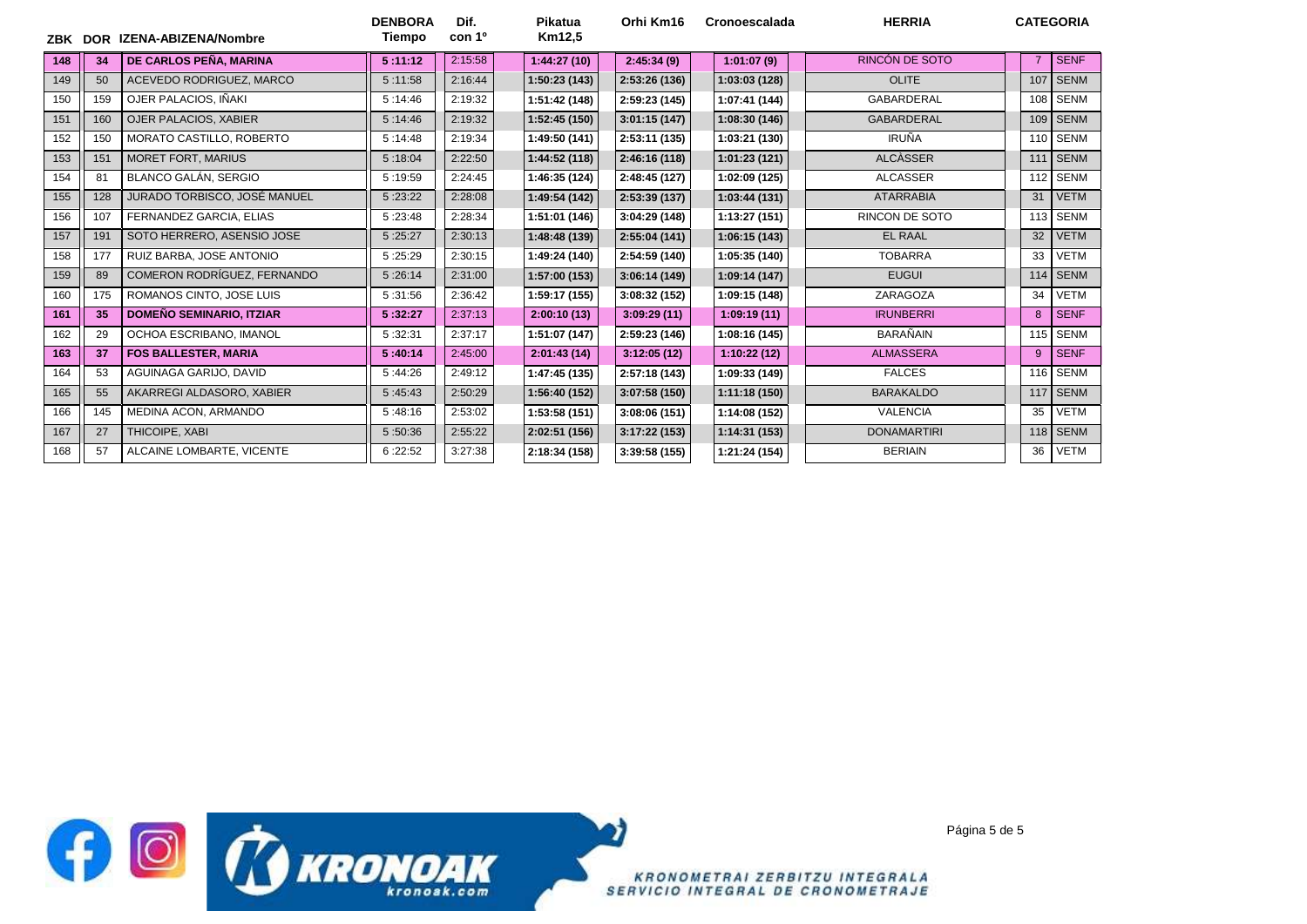| ZBK | DOR | IZENA-ABIZENA/Nombre | DENBORA Tiempo | Dif. con 1º | Pikatua Km12,5 | Orhi Km16 | Cronoescalada | HERRIA | CATEGORIA | |
|---|---|---|---|---|---|---|---|---|---|---|
| **148** | **34** | **DE CARLOS PEÑA, MARINA** | **5 :11:12** | 2:15:58 | **1:44:27 (10)** | **2:45:34 (9)** | **1:01:07 (9)** | RINCÓN DE SOTO | 7 | SENF |
| 149 | 50 | ACEVEDO RODRIGUEZ, MARCO | 5 :11:58 | 2:16:44 | **1:50:23 (143)** | **2:53:26 (136)** | **1:03:03 (128)** | OLITE | 107 | SENM |
| 150 | 159 | OJER PALACIOS, IÑAKI | 5 :14:46 | 2:19:32 | **1:51:42 (148)** | **2:59:23 (145)** | **1:07:41 (144)** | GABARDERAL | 108 | SENM |
| 151 | 160 | OJER PALACIOS, XABIER | 5 :14:46 | 2:19:32 | **1:52:45 (150)** | **3:01:15 (147)** | **1:08:30 (146)** | GABARDERAL | 109 | SENM |
| 152 | 150 | MORATO CASTILLO, ROBERTO | 5 :14:48 | 2:19:34 | **1:49:50 (141)** | **2:53:11 (135)** | **1:03:21 (130)** | IRUÑA | 110 | SENM |
| 153 | 151 | MORET FORT, MARIUS | 5 :18:04 | 2:22:50 | **1:44:52 (118)** | **2:46:16 (118)** | **1:01:23 (121)** | ALCÀSSER | 111 | SENM |
| 154 | 81 | BLANCO GALÁN, SERGIO | 5 :19:59 | 2:24:45 | **1:46:35 (124)** | **2:48:45 (127)** | **1:02:09 (125)** | ALCASSER | 112 | SENM |
| 155 | 128 | JURADO TORBISCO, JOSÉ MANUEL | 5 :23:22 | 2:28:08 | **1:49:54 (142)** | **2:53:39 (137)** | **1:03:44 (131)** | ATARRABIA | 31 | VETM |
| 156 | 107 | FERNANDEZ GARCIA, ELIAS | 5 :23:48 | 2:28:34 | **1:51:01 (146)** | **3:04:29 (148)** | **1:13:27 (151)** | RINCON DE SOTO | 113 | SENM |
| 157 | 191 | SOTO HERRERO, ASENSIO JOSE | 5 :25:27 | 2:30:13 | **1:48:48 (139)** | **2:55:04 (141)** | **1:06:15 (143)** | EL RAAL | 32 | VETM |
| 158 | 177 | RUIZ BARBA, JOSE ANTONIO | 5 :25:29 | 2:30:15 | **1:49:24 (140)** | **2:54:59 (140)** | **1:05:35 (140)** | TOBARRA | 33 | VETM |
| 159 | 89 | COMERON RODRÍGUEZ, FERNANDO | 5 :26:14 | 2:31:00 | **1:57:00 (153)** | **3:06:14 (149)** | **1:09:14 (147)** | EUGUI | 114 | SENM |
| 160 | 175 | ROMANOS CINTO, JOSE LUIS | 5 :31:56 | 2:36:42 | **1:59:17 (155)** | **3:08:32 (152)** | **1:09:15 (148)** | ZARAGOZA | 34 | VETM |
| **161** | **35** | **DOMEÑO SEMINARIO, ITZIAR** | **5 :32:27** | 2:37:13 | **2:00:10 (13)** | **3:09:29 (11)** | **1:09:19 (11)** | IRUNBERRI | 8 | SENF |
| 162 | 29 | OCHOA ESCRIBANO, IMANOL | 5 :32:31 | 2:37:17 | **1:51:07 (147)** | **2:59:23 (146)** | **1:08:16 (145)** | BARAÑAIN | 115 | SENM |
| **163** | **37** | **FOS BALLESTER, MARIA** | **5 :40:14** | 2:45:00 | **2:01:43 (14)** | **3:12:05 (12)** | **1:10:22 (12)** | ALMASSERA | 9 | SENF |
| 164 | 53 | AGUINAGA GARIJO, DAVID | 5 :44:26 | 2:49:12 | **1:47:45 (135)** | **2:57:18 (143)** | **1:09:33 (149)** | FALCES | 116 | SENM |
| 165 | 55 | AKARREGI ALDASORO, XABIER | 5 :45:43 | 2:50:29 | **1:56:40 (152)** | **3:07:58 (150)** | **1:11:18 (150)** | BARAKALDO | 117 | SENM |
| 166 | 145 | MEDINA ACON, ARMANDO | 5 :48:16 | 2:53:02 | **1:53:58 (151)** | **3:08:06 (151)** | **1:14:08 (152)** | VALENCIA | 35 | VETM |
| 167 | 27 | THICOIPE, XABI | 5 :50:36 | 2:55:22 | **2:02:51 (156)** | **3:17:22 (153)** | **1:14:31 (153)** | DONAMARTIRI | 118 | SENM |
| 168 | 57 | ALCAINE LOMBARTE, VICENTE | 6 :22:52 | 3:27:38 | **2:18:34 (158)** | **3:39:58 (155)** | **1:21:24 (154)** | BERIAIN | 36 | VETM |

KRONOAK
kronoak.com

KRONOMETRAI ZERBITZU INTEGRALA
SERVICIO INTEGRAL DE CRONOMETRAJE